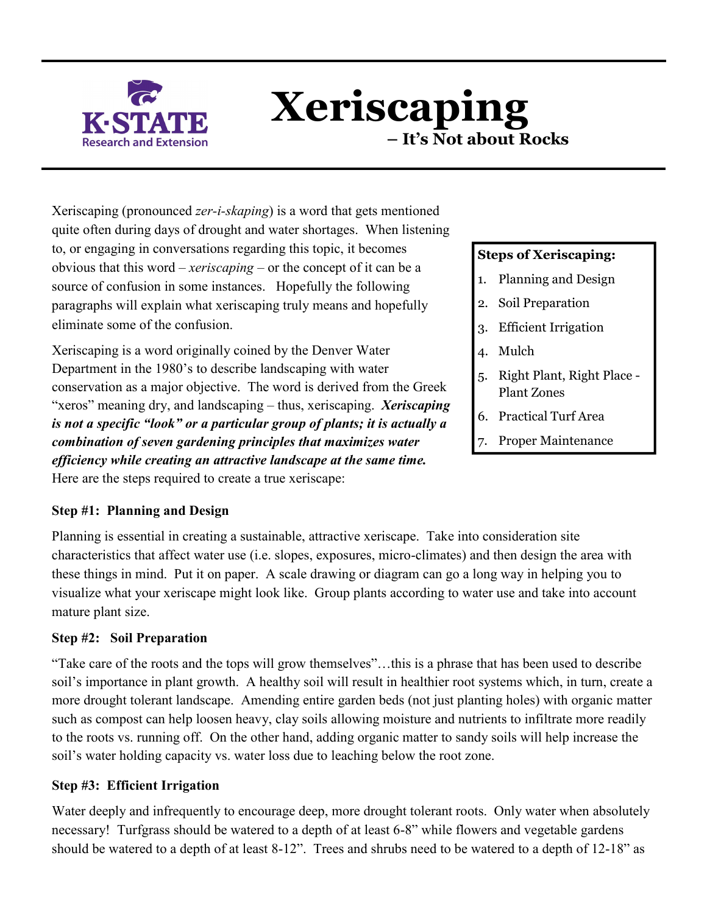# Xeriscaping

## – It's Not about Rocks

Xeriscaping (pronounced *zer-i-skaping*) is a word that gets mentioned quite often during days of drought and water shortages. When listening to, or engaging in conversations regarding this topic, it becomes obvious that this word – *xeriscaping* – or the concept of it can be a source of confusion in some instances. Hopefully the following paragraphs will explain what xeriscaping truly means and hopefully eliminate some of the confusion.

Xeriscaping is a word originally coined by the Denver Water Department in the 1980's to describe landscaping with water conservation as a major objective. The word is derived from the Greek "xeros" meaning dry, and landscaping – thus, xeriscaping. ***Xeriscaping is not a specific "look" or a particular group of plants; it is actually a combination of seven gardening principles that maximizes water efficiency while creating an attractive landscape at the same time.*** Here are the steps required to create a true xeriscape:

**Steps of Xeriscaping:**

1. Planning and Design
2. Soil Preparation
3. Efficient Irrigation
4. Mulch
5. Right Plant, Right Place - Plant Zones
6. Practical Turf Area
7. Proper Maintenance

### Step #1: Planning and Design

Planning is essential in creating a sustainable, attractive xeriscape. Take into consideration site characteristics that affect water use (i.e. slopes, exposures, micro-climates) and then design the area with these things in mind. Put it on paper. A scale drawing or diagram can go a long way in helping you to visualize what your xeriscape might look like. Group plants according to water use and take into account mature plant size.

### Step #2: Soil Preparation

"Take care of the roots and the tops will grow themselves"…this is a phrase that has been used to describe soil's importance in plant growth. A healthy soil will result in healthier root systems which, in turn, create a more drought tolerant landscape. Amending entire garden beds (not just planting holes) with organic matter such as compost can help loosen heavy, clay soils allowing moisture and nutrients to infiltrate more readily to the roots vs. running off. On the other hand, adding organic matter to sandy soils will help increase the soil's water holding capacity vs. water loss due to leaching below the root zone.

### Step #3: Efficient Irrigation

Water deeply and infrequently to encourage deep, more drought tolerant roots. Only water when absolutely necessary! Turfgrass should be watered to a depth of at least 6-8" while flowers and vegetable gardens should be watered to a depth of at least 8-12". Trees and shrubs need to be watered to a depth of 12-18" as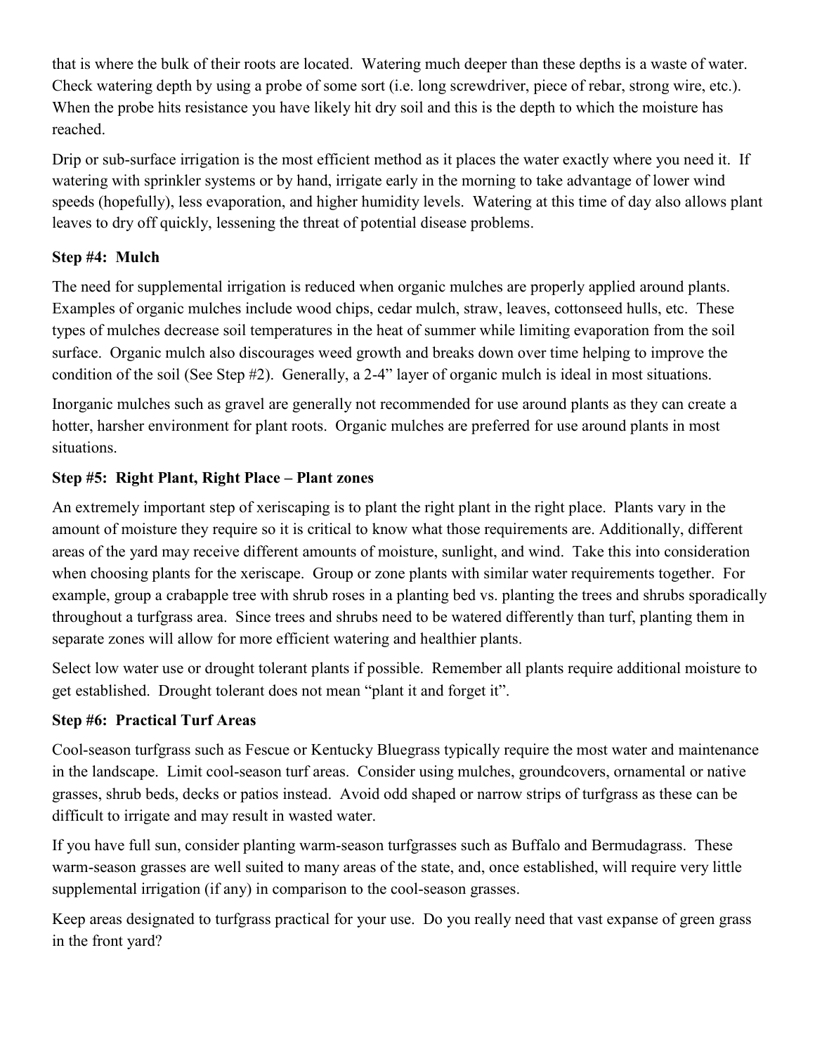that is where the bulk of their roots are located. Watering much deeper than these depths is a waste of water. Check watering depth by using a probe of some sort (i.e. long screwdriver, piece of rebar, strong wire, etc.). When the probe hits resistance you have likely hit dry soil and this is the depth to which the moisture has reached.

Drip or sub-surface irrigation is the most efficient method as it places the water exactly where you need it. If watering with sprinkler systems or by hand, irrigate early in the morning to take advantage of lower wind speeds (hopefully), less evaporation, and higher humidity levels. Watering at this time of day also allows plant leaves to dry off quickly, lessening the threat of potential disease problems.

**Step #4: Mulch**

The need for supplemental irrigation is reduced when organic mulches are properly applied around plants. Examples of organic mulches include wood chips, cedar mulch, straw, leaves, cottonseed hulls, etc. These types of mulches decrease soil temperatures in the heat of summer while limiting evaporation from the soil surface. Organic mulch also discourages weed growth and breaks down over time helping to improve the condition of the soil (See Step #2). Generally, a 2-4" layer of organic mulch is ideal in most situations.

Inorganic mulches such as gravel are generally not recommended for use around plants as they can create a hotter, harsher environment for plant roots. Organic mulches are preferred for use around plants in most situations.

**Step #5: Right Plant, Right Place – Plant zones**

An extremely important step of xeriscaping is to plant the right plant in the right place. Plants vary in the amount of moisture they require so it is critical to know what those requirements are. Additionally, different areas of the yard may receive different amounts of moisture, sunlight, and wind. Take this into consideration when choosing plants for the xeriscape. Group or zone plants with similar water requirements together. For example, group a crabapple tree with shrub roses in a planting bed vs. planting the trees and shrubs sporadically throughout a turfgrass area. Since trees and shrubs need to be watered differently than turf, planting them in separate zones will allow for more efficient watering and healthier plants.

Select low water use or drought tolerant plants if possible. Remember all plants require additional moisture to get established. Drought tolerant does not mean "plant it and forget it".

**Step #6: Practical Turf Areas**

Cool-season turfgrass such as Fescue or Kentucky Bluegrass typically require the most water and maintenance in the landscape. Limit cool-season turf areas. Consider using mulches, groundcovers, ornamental or native grasses, shrub beds, decks or patios instead. Avoid odd shaped or narrow strips of turfgrass as these can be difficult to irrigate and may result in wasted water.

If you have full sun, consider planting warm-season turfgrasses such as Buffalo and Bermudagrass. These warm-season grasses are well suited to many areas of the state, and, once established, will require very little supplemental irrigation (if any) in comparison to the cool-season grasses.

Keep areas designated to turfgrass practical for your use. Do you really need that vast expanse of green grass in the front yard?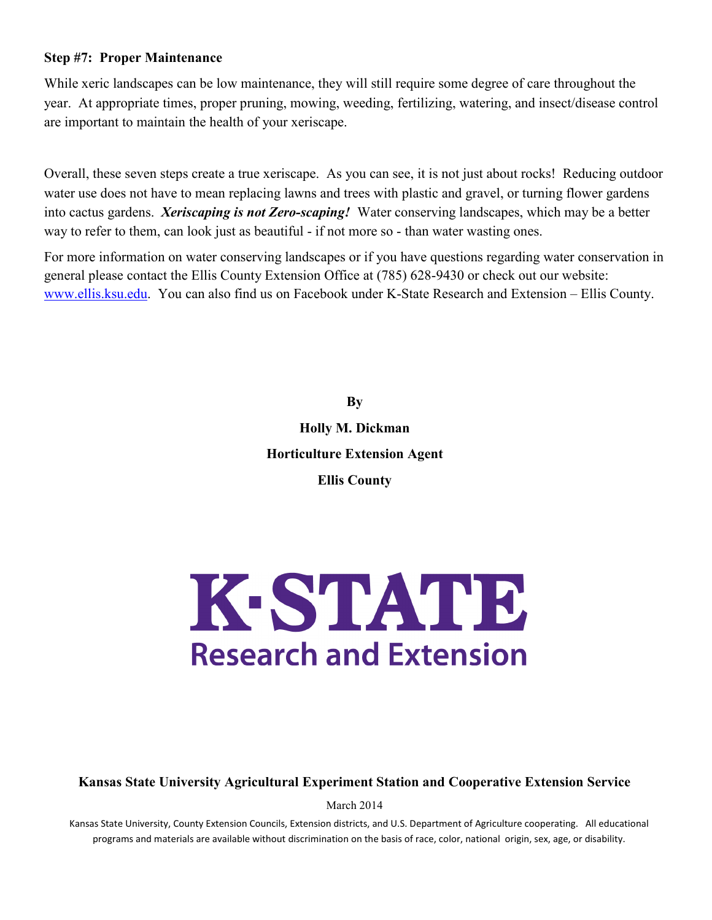### Step #7: Proper Maintenance

While xeric landscapes can be low maintenance, they will still require some degree of care throughout the year. At appropriate times, proper pruning, mowing, weeding, fertilizing, watering, and insect/disease control are important to maintain the health of your xeriscape.

Overall, these seven steps create a true xeriscape. As you can see, it is not just about rocks! Reducing outdoor water use does not have to mean replacing lawns and trees with plastic and gravel, or turning flower gardens into cactus gardens. ***Xeriscaping is not Zero-scaping!*** Water conserving landscapes, which may be a better way to refer to them, can look just as beautiful - if not more so - than water wasting ones.

For more information on water conserving landscapes or if you have questions regarding water conservation in general please contact the Ellis County Extension Office at (785) 628-9430 or check out our website: [www.ellis.ksu.edu](http://www.ellis.ksu.edu). You can also find us on Facebook under K-State Research and Extension – Ellis County.

**By**

**Holly M. Dickman**

**Horticulture Extension Agent**

**Ellis County**

K-STATE
Research and Extension

**Kansas State University Agricultural Experiment Station and Cooperative Extension Service**

March 2014

Kansas State University, County Extension Councils, Extension districts, and U.S. Department of Agriculture cooperating. All educational programs and materials are available without discrimination on the basis of race, color, national origin, sex, age, or disability.